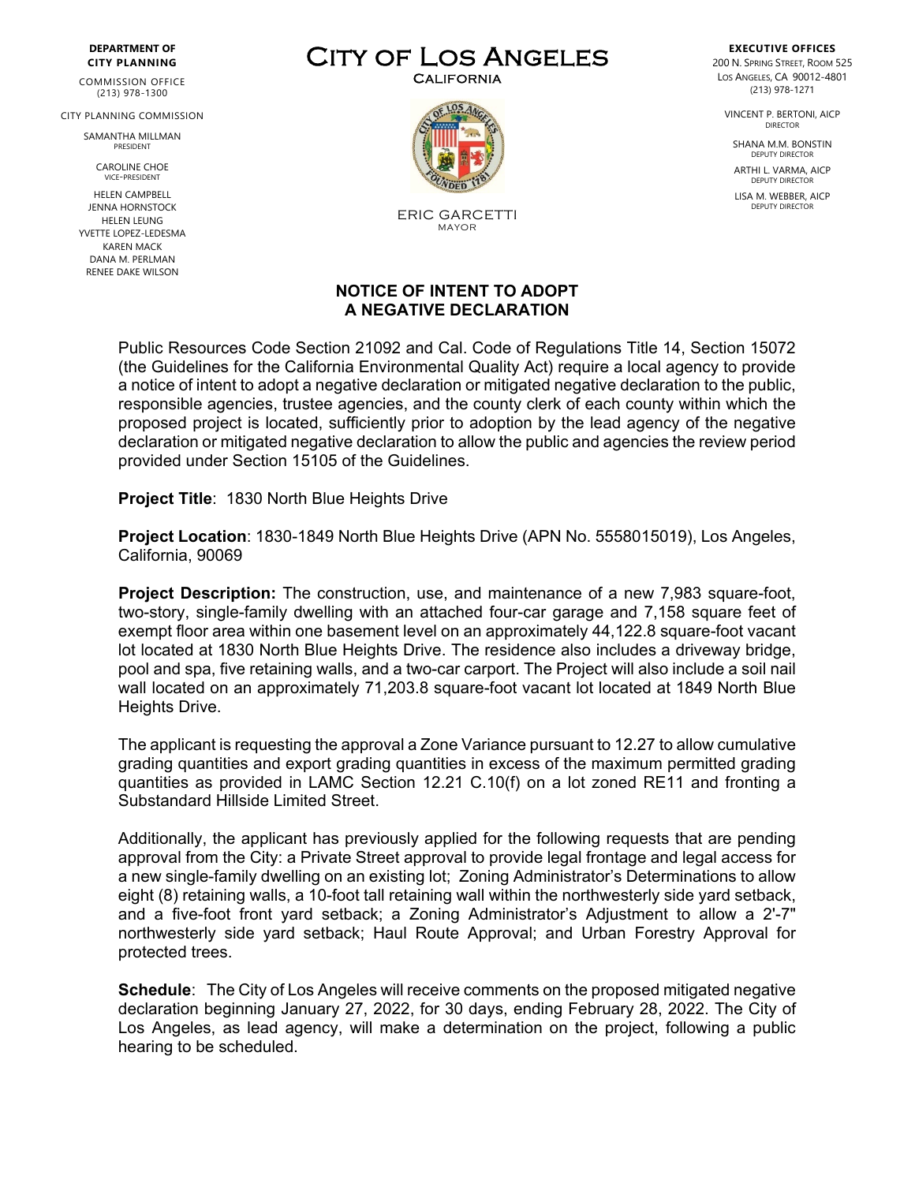**DEPARTMENT OF CITY PLANNING**

COMMISSION OFFICE
(213) 978-1300

CITY PLANNING COMMISSION

SAMANTHA MILLMAN
PRESIDENT

CAROLINE CHOE
VICE-PRESIDENT

HELEN CAMPBELL
JENNA HORNSTOCK
HELEN LEUNG
YVETTE LOPEZ-LEDESMA
KAREN MACK
DANA M. PERLMAN
RENEE DAKE WILSON

# CITY OF LOS ANGELES

CALIFORNIA

ERIC GARCETTI
MAYOR

**EXECUTIVE OFFICES**

200 N. SPRING STREET, ROOM 525
LOS ANGELES, CA 90012-4801
(213) 978-1271

VINCENT P. BERTONI, AICP
DIRECTOR

SHANA M.M. BONSTIN
DEPUTY DIRECTOR

ARTHI L. VARMA, AICP
DEPUTY DIRECTOR

LISA M. WEBBER, AICP
DEPUTY DIRECTOR

## NOTICE OF INTENT TO ADOPT A NEGATIVE DECLARATION

Public Resources Code Section 21092 and Cal. Code of Regulations Title 14, Section 15072 (the Guidelines for the California Environmental Quality Act) require a local agency to provide a notice of intent to adopt a negative declaration or mitigated negative declaration to the public, responsible agencies, trustee agencies, and the county clerk of each county within which the proposed project is located, sufficiently prior to adoption by the lead agency of the negative declaration or mitigated negative declaration to allow the public and agencies the review period provided under Section 15105 of the Guidelines.

**Project Title**: 1830 North Blue Heights Drive

**Project Location**: 1830-1849 North Blue Heights Drive (APN No. 5558015019), Los Angeles, California, 90069

**Project Description:** The construction, use, and maintenance of a new 7,983 square-foot, two-story, single-family dwelling with an attached four-car garage and 7,158 square feet of exempt floor area within one basement level on an approximately 44,122.8 square-foot vacant lot located at 1830 North Blue Heights Drive. The residence also includes a driveway bridge, pool and spa, five retaining walls, and a two-car carport. The Project will also include a soil nail wall located on an approximately 71,203.8 square-foot vacant lot located at 1849 North Blue Heights Drive.

The applicant is requesting the approval a Zone Variance pursuant to 12.27 to allow cumulative grading quantities and export grading quantities in excess of the maximum permitted grading quantities as provided in LAMC Section 12.21 C.10(f) on a lot zoned RE11 and fronting a Substandard Hillside Limited Street.

Additionally, the applicant has previously applied for the following requests that are pending approval from the City: a Private Street approval to provide legal frontage and legal access for a new single-family dwelling on an existing lot; Zoning Administrator's Determinations to allow eight (8) retaining walls, a 10-foot tall retaining wall within the northwesterly side yard setback, and a five-foot front yard setback; a Zoning Administrator's Adjustment to allow a 2'-7" northwesterly side yard setback; Haul Route Approval; and Urban Forestry Approval for protected trees.

**Schedule**: The City of Los Angeles will receive comments on the proposed mitigated negative declaration beginning January 27, 2022, for 30 days, ending February 28, 2022. The City of Los Angeles, as lead agency, will make a determination on the project, following a public hearing to be scheduled.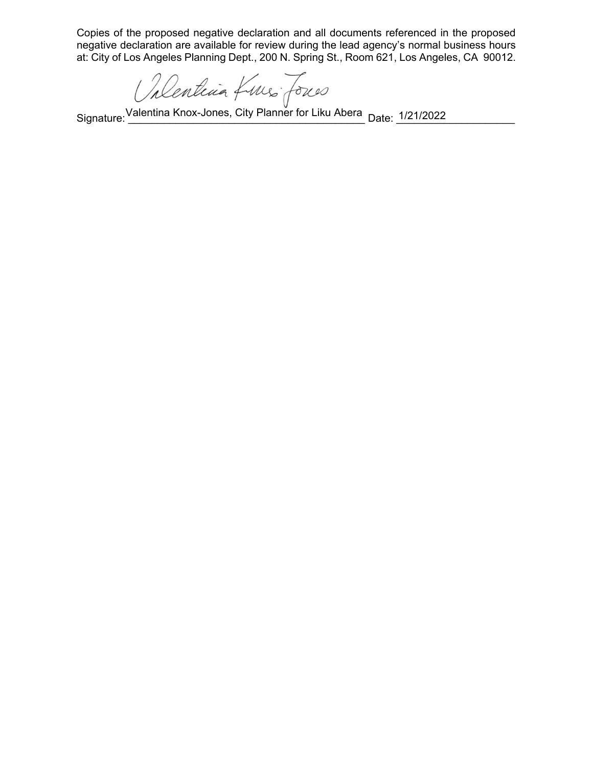Copies of the proposed negative declaration and all documents referenced in the proposed negative declaration are available for review during the lead agency's normal business hours at: City of Los Angeles Planning Dept., 200 N. Spring St., Room 621, Los Angeles, CA 90012.

Signature: Valentina Knox-Jones, City Planner for Liku Abera Date: 1/21/2022